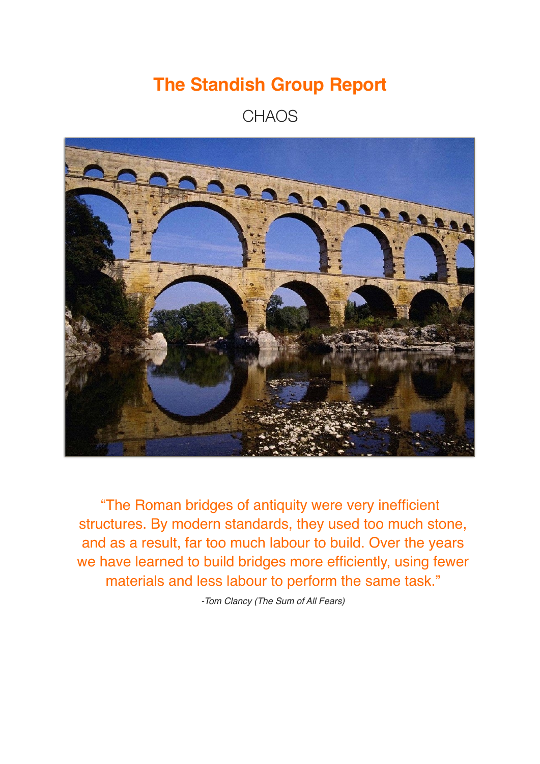# The Standish Group Report

## CHAOS

"The Roman bridges of antiquity were very inefficient structures. By modern standards, they used too much stone, and as a result, far too much labour to build. Over the years we have learned to build bridges more efficiently, using fewer materials and less labour to perform the same task."

*-Tom Clancy (The Sum of All Fears)*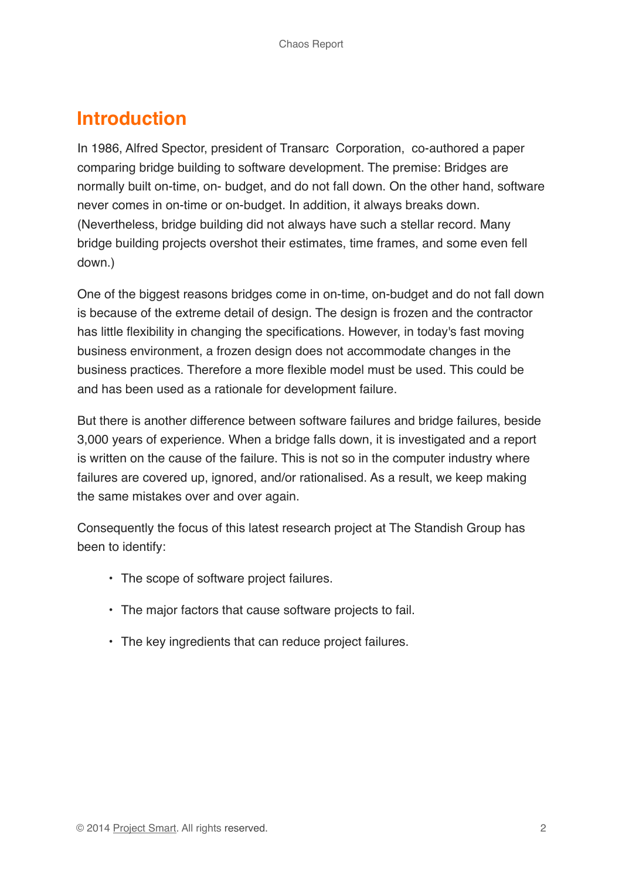# Introduction

In 1986, Alfred Spector, president of Transarc  Corporation,  co-authored a paper comparing bridge building to software development. The premise: Bridges are normally built on-time, on- budget, and do not fall down. On the other hand, software never comes in on-time or on-budget. In addition, it always breaks down. (Nevertheless, bridge building did not always have such a stellar record. Many bridge building projects overshot their estimates, time frames, and some even fell down.)

One of the biggest reasons bridges come in on-time, on-budget and do not fall down is because of the extreme detail of design. The design is frozen and the contractor has little flexibility in changing the specifications. However, in today's fast moving business environment, a frozen design does not accommodate changes in the business practices. Therefore a more flexible model must be used. This could be and has been used as a rationale for development failure.

But there is another difference between software failures and bridge failures, beside 3,000 years of experience. When a bridge falls down, it is investigated and a report is written on the cause of the failure. This is not so in the computer industry where failures are covered up, ignored, and/or rationalised. As a result, we keep making the same mistakes over and over again.

Consequently the focus of this latest research project at The Standish Group has been to identify:

- The scope of software project failures.
- The major factors that cause software projects to fail.
- The key ingredients that can reduce project failures.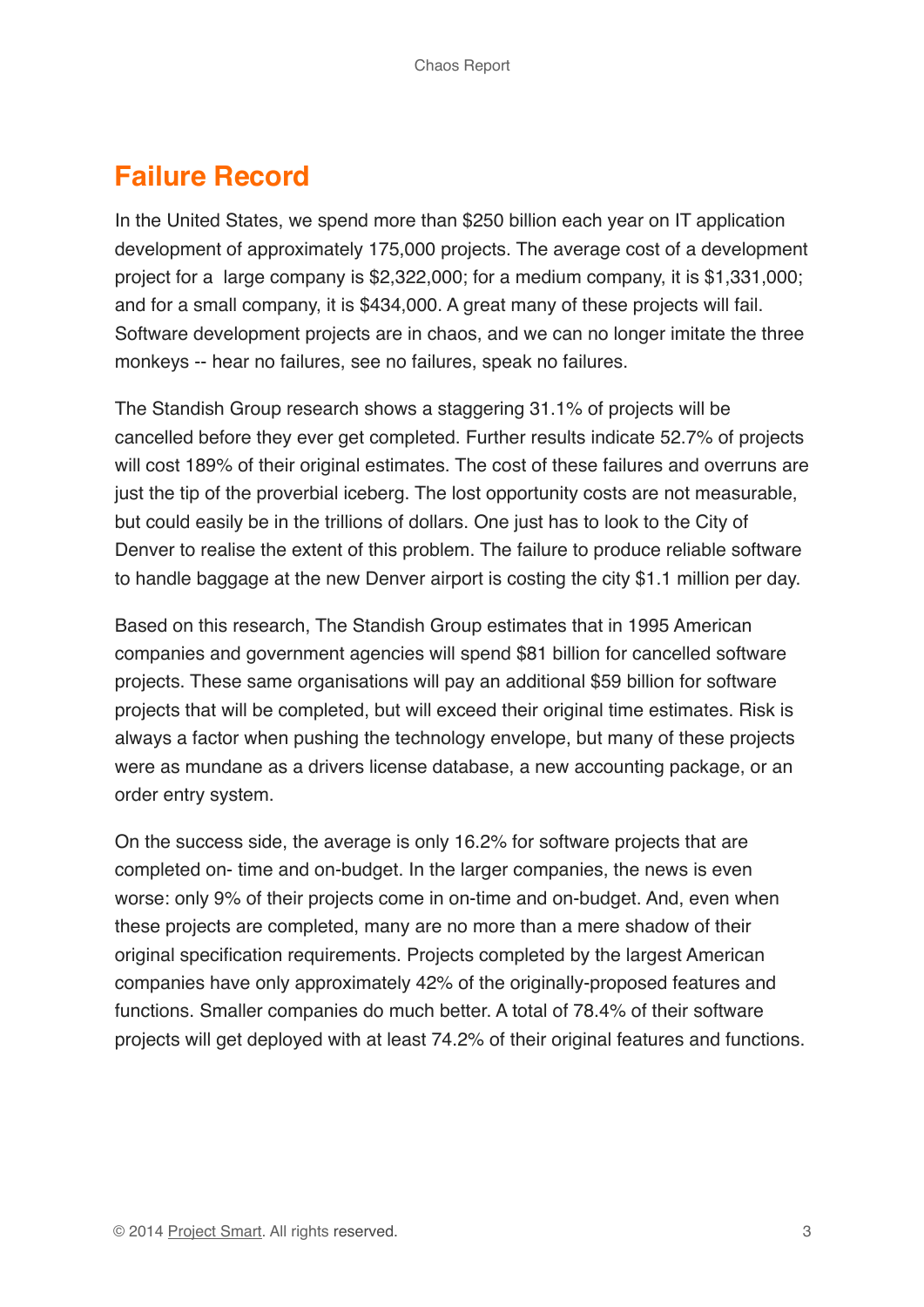## Failure Record

In the United States, we spend more than $250 billion each year on IT application development of approximately 175,000 projects. The average cost of a development project for a large company is $2,322,000; for a medium company, it is $1,331,000; and for a small company, it is $434,000. A great many of these projects will fail. Software development projects are in chaos, and we can no longer imitate the three monkeys -- hear no failures, see no failures, speak no failures.

The Standish Group research shows a staggering 31.1% of projects will be cancelled before they ever get completed. Further results indicate 52.7% of projects will cost 189% of their original estimates. The cost of these failures and overruns are just the tip of the proverbial iceberg. The lost opportunity costs are not measurable, but could easily be in the trillions of dollars. One just has to look to the City of Denver to realise the extent of this problem. The failure to produce reliable software to handle baggage at the new Denver airport is costing the city $1.1 million per day.

Based on this research, The Standish Group estimates that in 1995 American companies and government agencies will spend $81 billion for cancelled software projects. These same organisations will pay an additional $59 billion for software projects that will be completed, but will exceed their original time estimates. Risk is always a factor when pushing the technology envelope, but many of these projects were as mundane as a drivers license database, a new accounting package, or an order entry system.

On the success side, the average is only 16.2% for software projects that are completed on- time and on-budget. In the larger companies, the news is even worse: only 9% of their projects come in on-time and on-budget. And, even when these projects are completed, many are no more than a mere shadow of their original specification requirements. Projects completed by the largest American companies have only approximately 42% of the originally-proposed features and functions. Smaller companies do much better. A total of 78.4% of their software projects will get deployed with at least 74.2% of their original features and functions.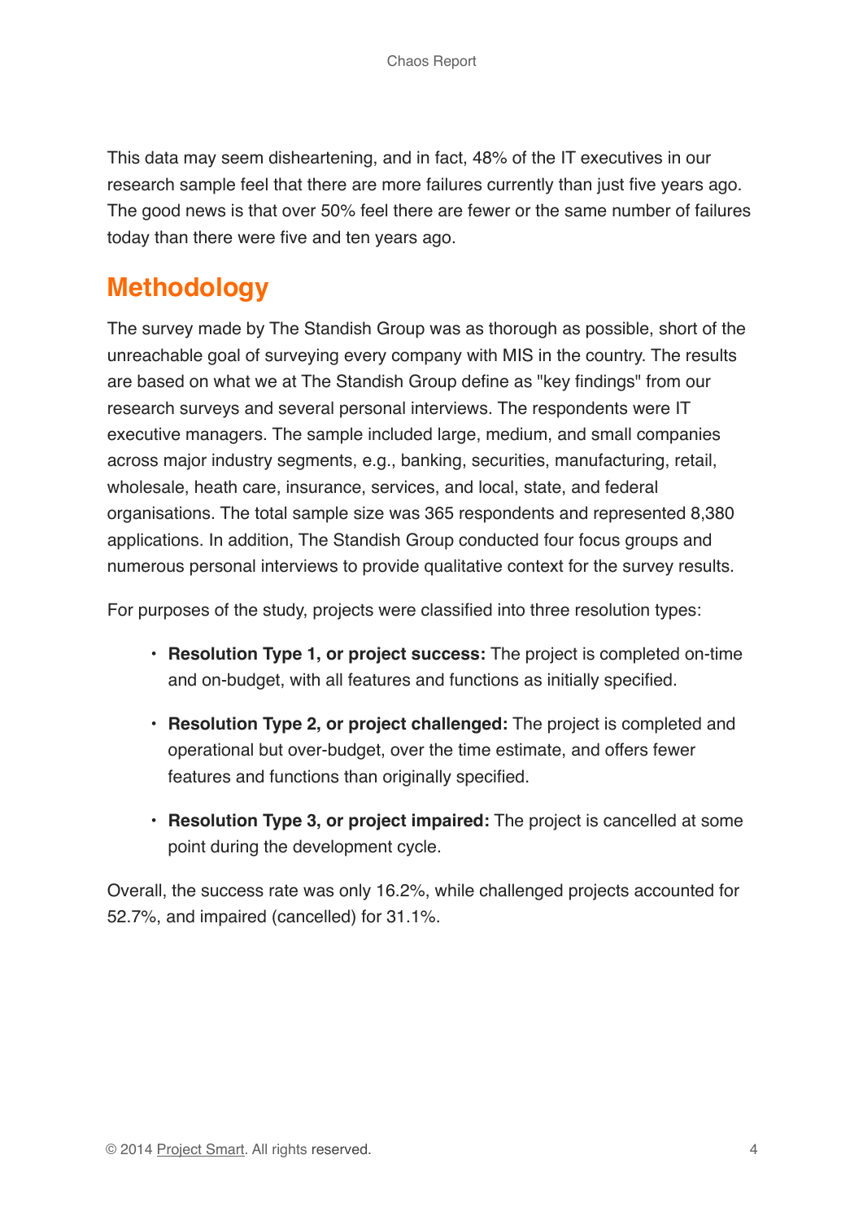This data may seem disheartening, and in fact, 48% of the IT executives in our research sample feel that there are more failures currently than just five years ago. The good news is that over 50% feel there are fewer or the same number of failures today than there were five and ten years ago.

## Methodology

The survey made by The Standish Group was as thorough as possible, short of the unreachable goal of surveying every company with MIS in the country. The results are based on what we at The Standish Group define as "key findings" from our research surveys and several personal interviews. The respondents were IT executive managers. The sample included large, medium, and small companies across major industry segments, e.g., banking, securities, manufacturing, retail, wholesale, heath care, insurance, services, and local, state, and federal organisations. The total sample size was 365 respondents and represented 8,380 applications. In addition, The Standish Group conducted four focus groups and numerous personal interviews to provide qualitative context for the survey results.

For purposes of the study, projects were classified into three resolution types:

- **Resolution Type 1, or project success:** The project is completed on-time and on-budget, with all features and functions as initially specified.
- **Resolution Type 2, or project challenged:** The project is completed and operational but over-budget, over the time estimate, and offers fewer features and functions than originally specified.
- **Resolution Type 3, or project impaired:** The project is cancelled at some point during the development cycle.

Overall, the success rate was only 16.2%, while challenged projects accounted for 52.7%, and impaired (cancelled) for 31.1%.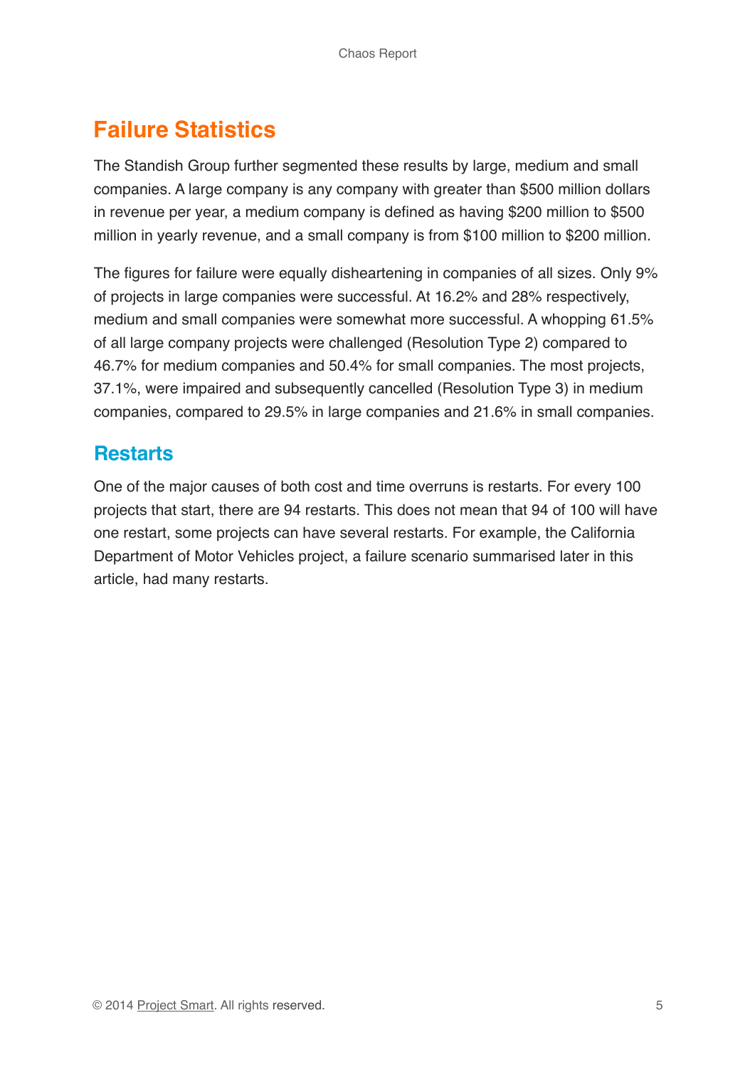## Failure Statistics

The Standish Group further segmented these results by large, medium and small companies. A large company is any company with greater than $500 million dollars in revenue per year, a medium company is defined as having $200 million to $500 million in yearly revenue, and a small company is from $100 million to $200 million.

The figures for failure were equally disheartening in companies of all sizes. Only 9% of projects in large companies were successful. At 16.2% and 28% respectively, medium and small companies were somewhat more successful. A whopping 61.5% of all large company projects were challenged (Resolution Type 2) compared to 46.7% for medium companies and 50.4% for small companies. The most projects, 37.1%, were impaired and subsequently cancelled (Resolution Type 3) in medium companies, compared to 29.5% in large companies and 21.6% in small companies.

### Restarts

One of the major causes of both cost and time overruns is restarts. For every 100 projects that start, there are 94 restarts. This does not mean that 94 of 100 will have one restart, some projects can have several restarts. For example, the California Department of Motor Vehicles project, a failure scenario summarised later in this article, had many restarts.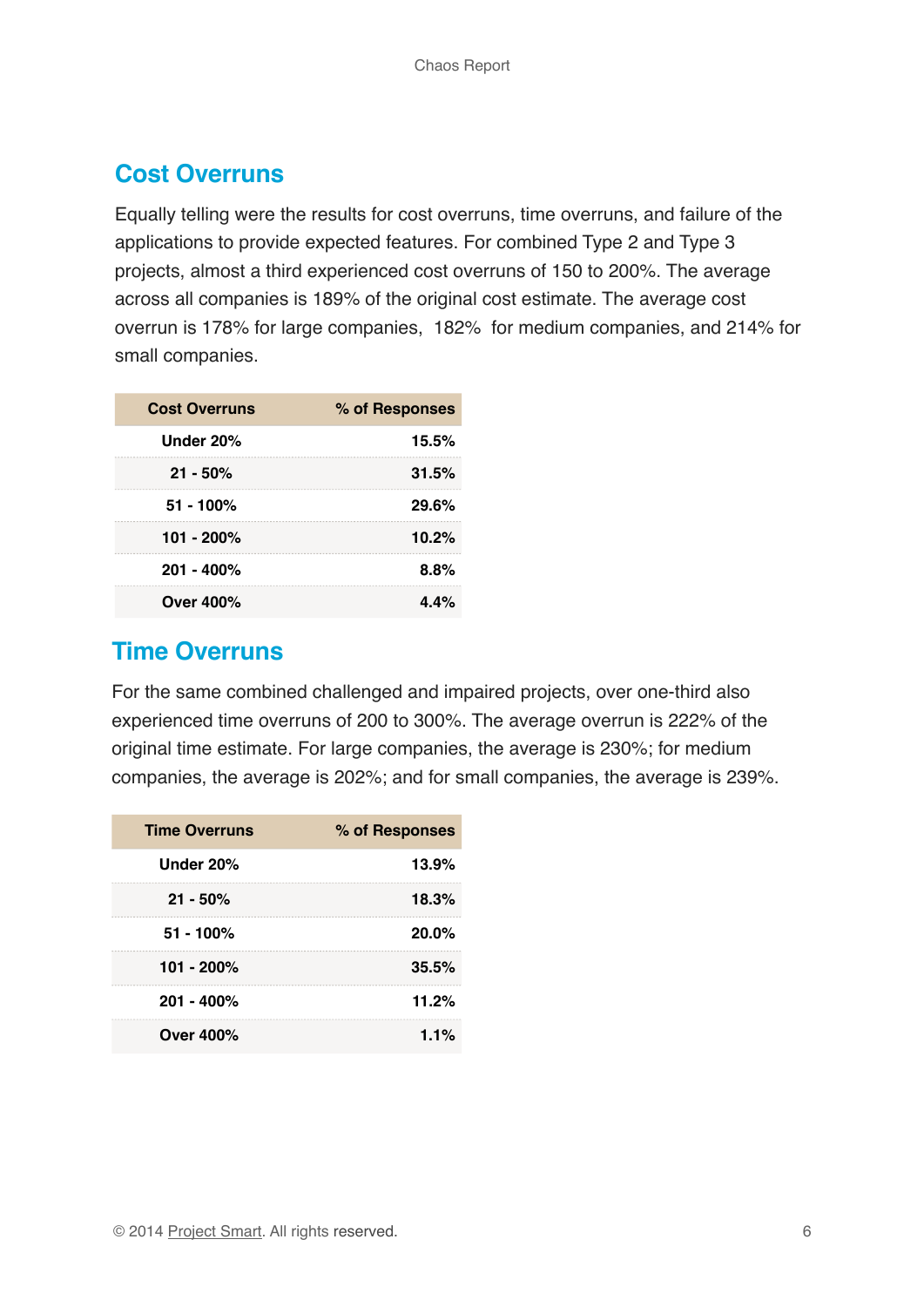## Cost Overruns

Equally telling were the results for cost overruns, time overruns, and failure of the applications to provide expected features. For combined Type 2 and Type 3 projects, almost a third experienced cost overruns of 150 to 200%. The average across all companies is 189% of the original cost estimate. The average cost overrun is 178% for large companies, 182% for medium companies, and 214% for small companies.

| Cost Overruns | % of Responses |
|---|---|
| Under 20% | 15.5% |
| 21 - 50% | 31.5% |
| 51 - 100% | 29.6% |
| 101 - 200% | 10.2% |
| 201 - 400% | 8.8% |
| Over 400% | 4.4% |

## Time Overruns

For the same combined challenged and impaired projects, over one-third also experienced time overruns of 200 to 300%. The average overrun is 222% of the original time estimate. For large companies, the average is 230%; for medium companies, the average is 202%; and for small companies, the average is 239%.

| Time Overruns | % of Responses |
|---|---|
| Under 20% | 13.9% |
| 21 - 50% | 18.3% |
| 51 - 100% | 20.0% |
| 101 - 200% | 35.5% |
| 201 - 400% | 11.2% |
| Over 400% | 1.1% |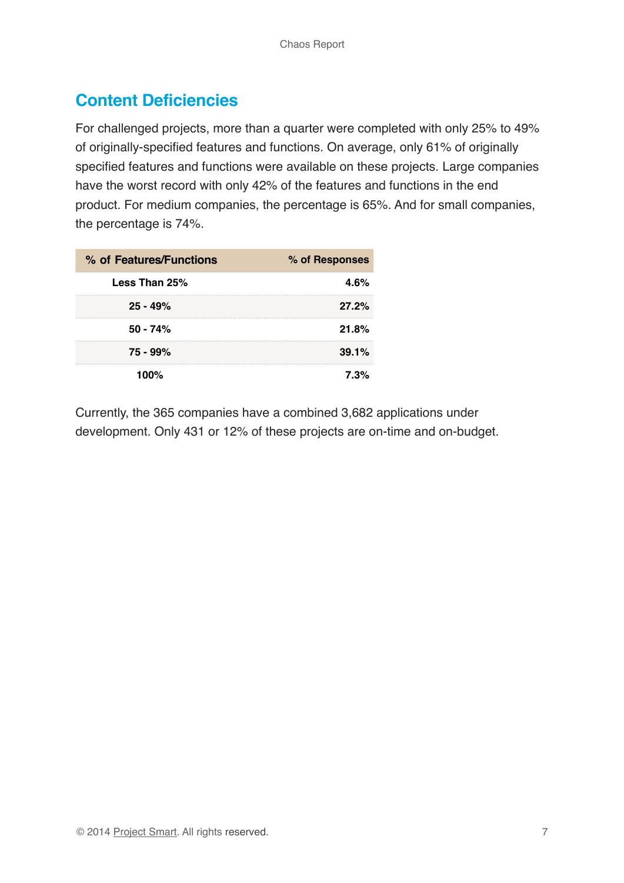## Content Deficiencies

For challenged projects, more than a quarter were completed with only 25% to 49% of originally-specified features and functions. On average, only 61% of originally specified features and functions were available on these projects. Large companies have the worst record with only 42% of the features and functions in the end product. For medium companies, the percentage is 65%. And for small companies, the percentage is 74%.

| % of Features/Functions | % of Responses |
|---|---|
| Less Than 25% | 4.6% |
| 25 - 49% | 27.2% |
| 50 - 74% | 21.8% |
| 75 - 99% | 39.1% |
| 100% | 7.3% |

Currently, the 365 companies have a combined 3,682 applications under development. Only 431 or 12% of these projects are on-time and on-budget.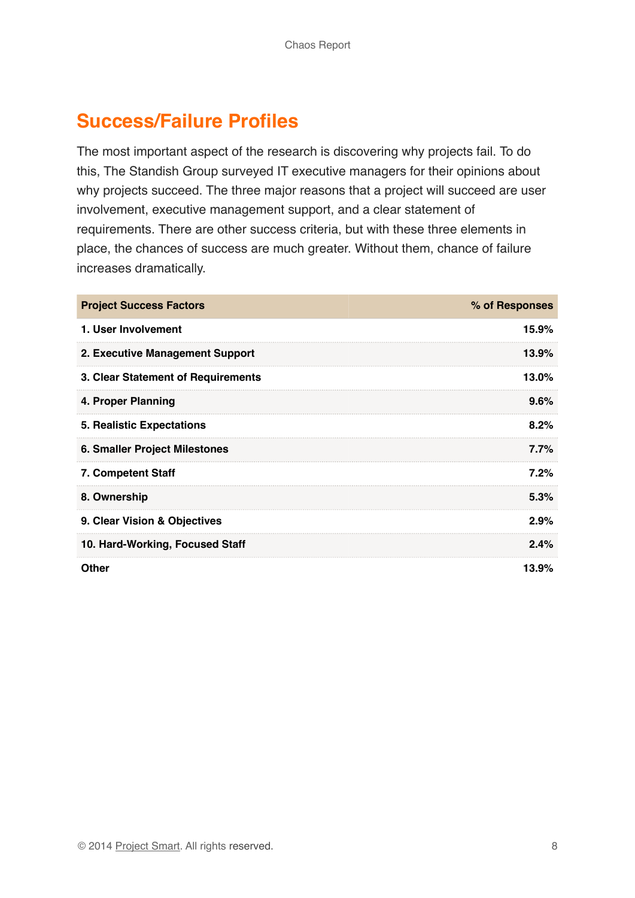## Success/Failure Profiles

The most important aspect of the research is discovering why projects fail. To do this, The Standish Group surveyed IT executive managers for their opinions about why projects succeed. The three major reasons that a project will succeed are user involvement, executive management support, and a clear statement of requirements. There are other success criteria, but with these three elements in place, the chances of success are much greater. Without them, chance of failure increases dramatically.

| Project Success Factors | % of Responses |
|---|---:|
| **1. User Involvement** | **15.9%** |
| **2. Executive Management Support** | **13.9%** |
| **3. Clear Statement of Requirements** | **13.0%** |
| **4. Proper Planning** | **9.6%** |
| **5. Realistic Expectations** | **8.2%** |
| **6. Smaller Project Milestones** | **7.7%** |
| **7. Competent Staff** | **7.2%** |
| **8. Ownership** | **5.3%** |
| **9. Clear Vision & Objectives** | **2.9%** |
| **10. Hard-Working, Focused Staff** | **2.4%** |
| **Other** | **13.9%** |

© 2014 Project Smart. All rights reserved.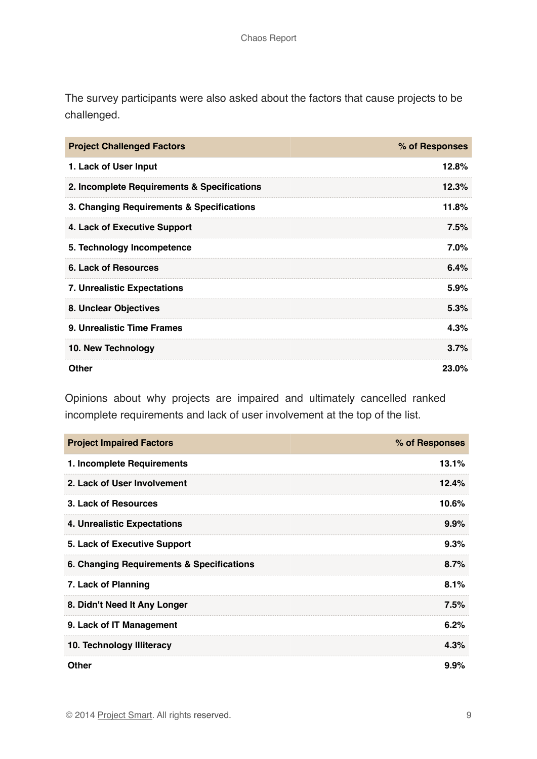The survey participants were also asked about the factors that cause projects to be challenged.

| Project Challenged Factors | % of Responses |
| --- | --- |
| 1. Lack of User Input | 12.8% |
| 2. Incomplete Requirements & Specifications | 12.3% |
| 3. Changing Requirements & Specifications | 11.8% |
| 4. Lack of Executive Support | 7.5% |
| 5. Technology Incompetence | 7.0% |
| 6. Lack of Resources | 6.4% |
| 7. Unrealistic Expectations | 5.9% |
| 8. Unclear Objectives | 5.3% |
| 9. Unrealistic Time Frames | 4.3% |
| 10. New Technology | 3.7% |
| Other | 23.0% |

Opinions about why projects are impaired and ultimately cancelled ranked incomplete requirements and lack of user involvement at the top of the list.

| Project Impaired Factors | % of Responses |
| --- | --- |
| 1. Incomplete Requirements | 13.1% |
| 2. Lack of User Involvement | 12.4% |
| 3. Lack of Resources | 10.6% |
| 4. Unrealistic Expectations | 9.9% |
| 5. Lack of Executive Support | 9.3% |
| 6. Changing Requirements & Specifications | 8.7% |
| 7. Lack of Planning | 8.1% |
| 8. Didn't Need It Any Longer | 7.5% |
| 9. Lack of IT Management | 6.2% |
| 10. Technology Illiteracy | 4.3% |
| Other | 9.9% |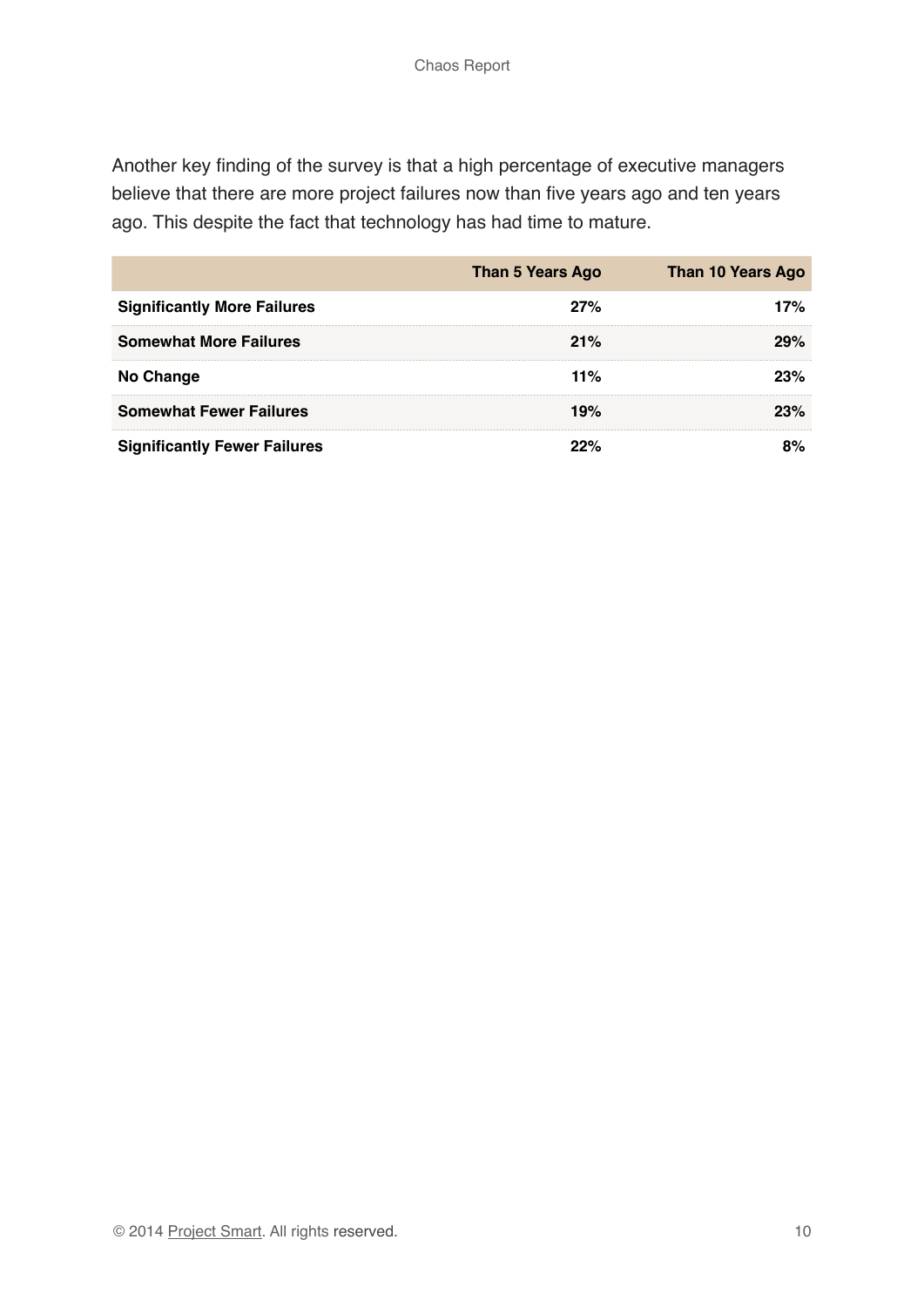Another key finding of the survey is that a high percentage of executive managers believe that there are more project failures now than five years ago and ten years ago. This despite the fact that technology has had time to mature.

| | Than 5 Years Ago | Than 10 Years Ago |
|---|---|---|
| **Significantly More Failures** | 27% | 17% |
| **Somewhat More Failures** | 21% | 29% |
| **No Change** | 11% | 23% |
| **Somewhat Fewer Failures** | 19% | 23% |
| **Significantly Fewer Failures** | 22% | 8% |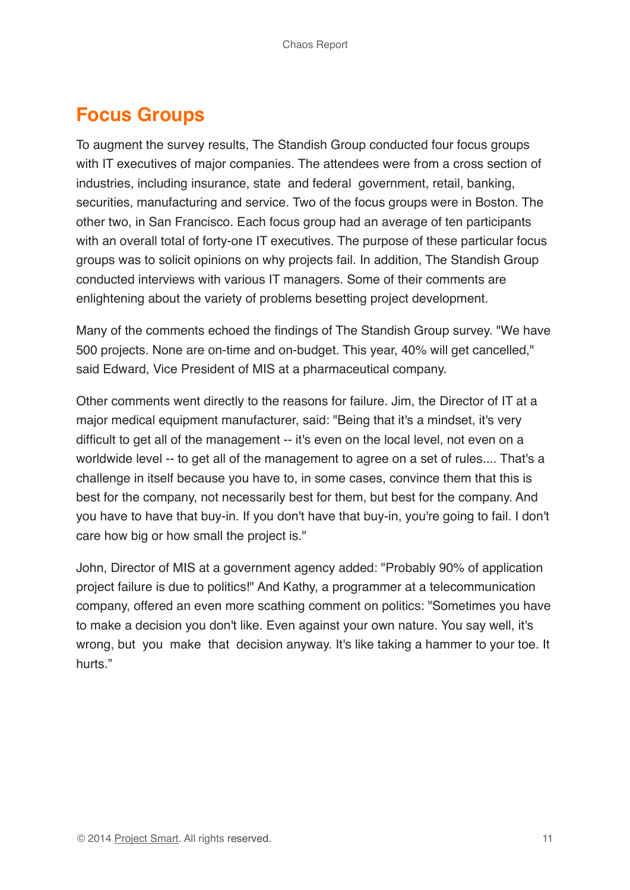## Focus Groups

To augment the survey results, The Standish Group conducted four focus groups with IT executives of major companies. The attendees were from a cross section of industries, including insurance, state and federal government, retail, banking, securities, manufacturing and service. Two of the focus groups were in Boston. The other two, in San Francisco. Each focus group had an average of ten participants with an overall total of forty-one IT executives. The purpose of these particular focus groups was to solicit opinions on why projects fail. In addition, The Standish Group conducted interviews with various IT managers. Some of their comments are enlightening about the variety of problems besetting project development.

Many of the comments echoed the findings of The Standish Group survey. "We have 500 projects. None are on-time and on-budget. This year, 40% will get cancelled," said Edward, Vice President of MIS at a pharmaceutical company.

Other comments went directly to the reasons for failure. Jim, the Director of IT at a major medical equipment manufacturer, said: "Being that it's a mindset, it's very difficult to get all of the management -- it's even on the local level, not even on a worldwide level -- to get all of the management to agree on a set of rules.... That's a challenge in itself because you have to, in some cases, convince them that this is best for the company, not necessarily best for them, but best for the company. And you have to have that buy-in. If you don't have that buy-in, you're going to fail. I don't care how big or how small the project is."

John, Director of MIS at a government agency added: "Probably 90% of application project failure is due to politics!" And Kathy, a programmer at a telecommunication company, offered an even more scathing comment on politics: "Sometimes you have to make a decision you don't like. Even against your own nature. You say well, it's wrong, but you make that decision anyway. It's like taking a hammer to your toe. It hurts."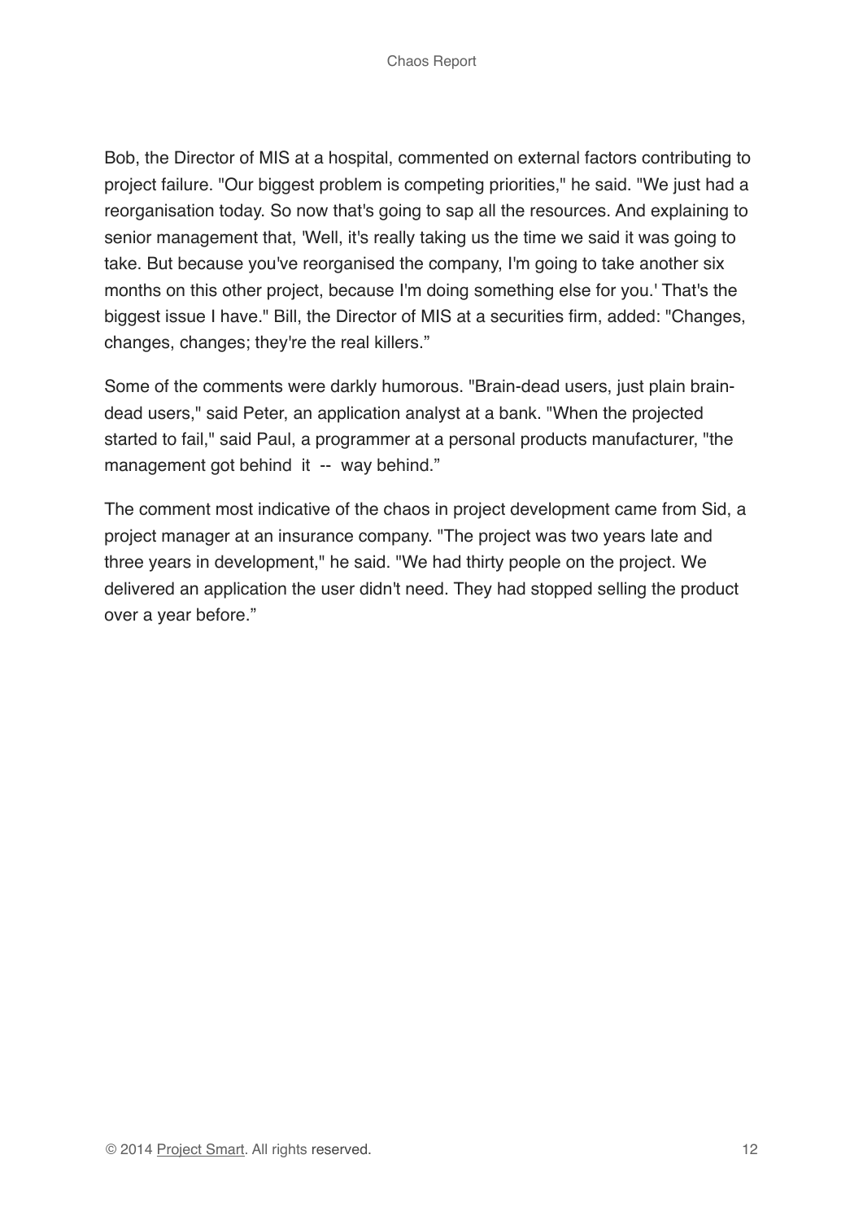Bob, the Director of MIS at a hospital, commented on external factors contributing to project failure. "Our biggest problem is competing priorities," he said. "We just had a reorganisation today. So now that's going to sap all the resources. And explaining to senior management that, 'Well, it's really taking us the time we said it was going to take. But because you've reorganised the company, I'm going to take another six months on this other project, because I'm doing something else for you.' That's the biggest issue I have." Bill, the Director of MIS at a securities firm, added: "Changes, changes, changes; they're the real killers."

Some of the comments were darkly humorous. "Brain-dead users, just plain brain-dead users," said Peter, an application analyst at a bank. "When the projected started to fail," said Paul, a programmer at a personal products manufacturer, "the management got behind it -- way behind."

The comment most indicative of the chaos in project development came from Sid, a project manager at an insurance company. "The project was two years late and three years in development," he said. "We had thirty people on the project. We delivered an application the user didn't need. They had stopped selling the product over a year before."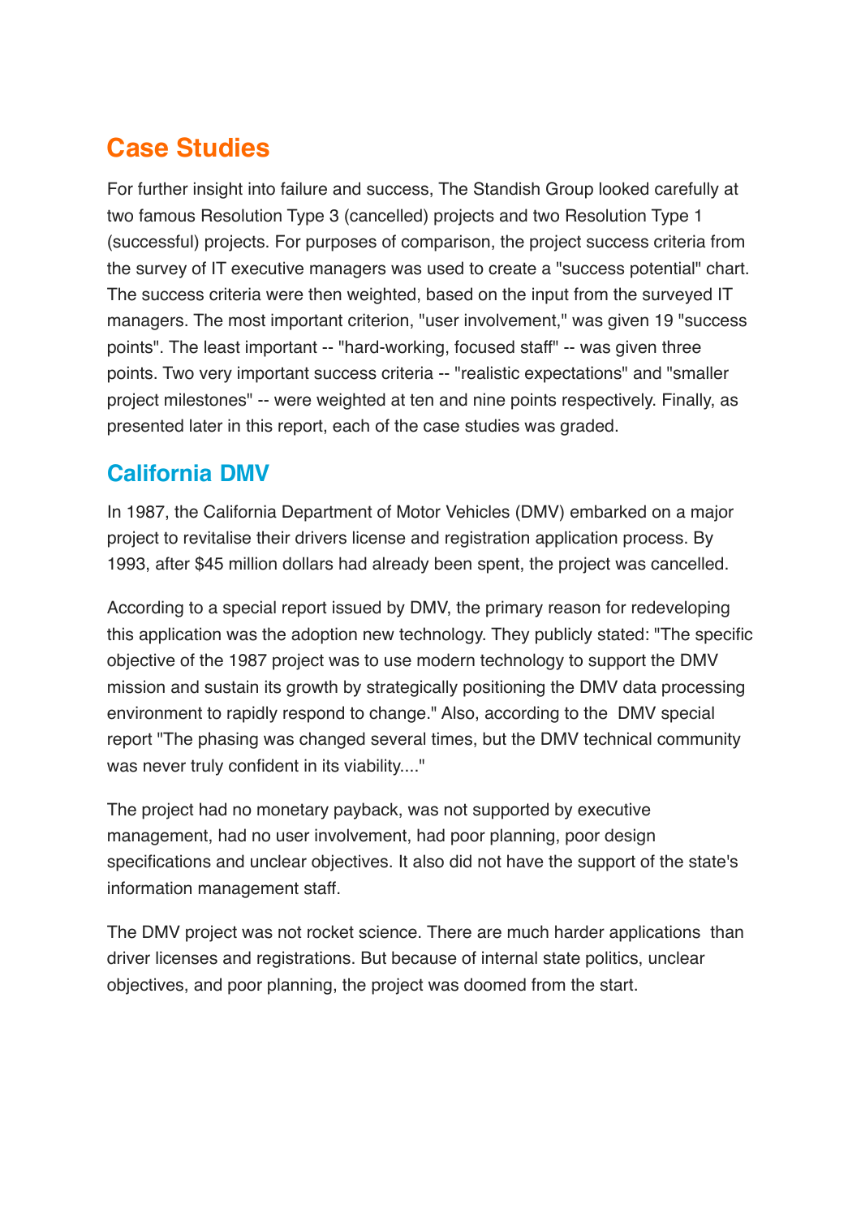# Case Studies

For further insight into failure and success, The Standish Group looked carefully at two famous Resolution Type 3 (cancelled) projects and two Resolution Type 1 (successful) projects. For purposes of comparison, the project success criteria from the survey of IT executive managers was used to create a "success potential" chart. The success criteria were then weighted, based on the input from the surveyed IT managers. The most important criterion, "user involvement," was given 19 "success points". The least important -- "hard-working, focused staff" -- was given three points. Two very important success criteria -- "realistic expectations" and "smaller project milestones" -- were weighted at ten and nine points respectively. Finally, as presented later in this report, each of the case studies was graded.

## California DMV

In 1987, the California Department of Motor Vehicles (DMV) embarked on a major project to revitalise their drivers license and registration application process. By 1993, after $45 million dollars had already been spent, the project was cancelled.

According to a special report issued by DMV, the primary reason for redeveloping this application was the adoption new technology. They publicly stated: "The specific objective of the 1987 project was to use modern technology to support the DMV mission and sustain its growth by strategically positioning the DMV data processing environment to rapidly respond to change." Also, according to the DMV special report "The phasing was changed several times, but the DMV technical community was never truly confident in its viability...."

The project had no monetary payback, was not supported by executive management, had no user involvement, had poor planning, poor design specifications and unclear objectives. It also did not have the support of the state's information management staff.

The DMV project was not rocket science. There are much harder applications than driver licenses and registrations. But because of internal state politics, unclear objectives, and poor planning, the project was doomed from the start.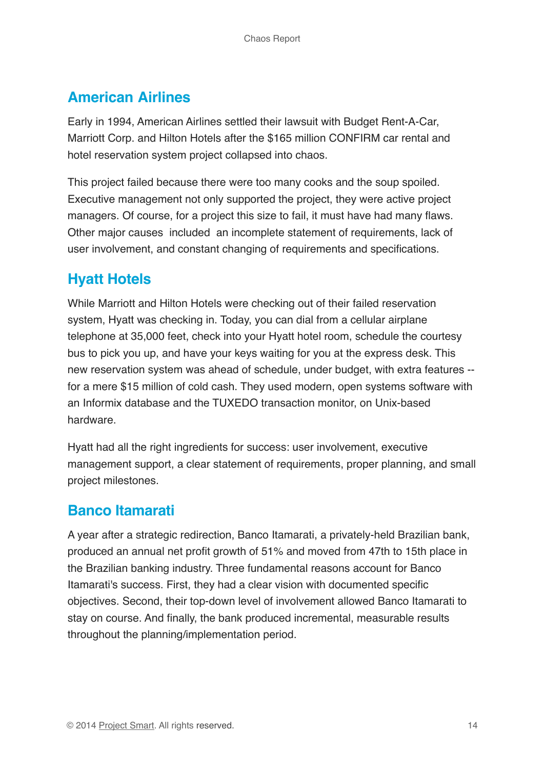## American Airlines

Early in 1994, American Airlines settled their lawsuit with Budget Rent-A-Car, Marriott Corp. and Hilton Hotels after the $165 million CONFIRM car rental and hotel reservation system project collapsed into chaos.

This project failed because there were too many cooks and the soup spoiled. Executive management not only supported the project, they were active project managers. Of course, for a project this size to fail, it must have had many flaws. Other major causes included an incomplete statement of requirements, lack of user involvement, and constant changing of requirements and specifications.

## Hyatt Hotels

While Marriott and Hilton Hotels were checking out of their failed reservation system, Hyatt was checking in. Today, you can dial from a cellular airplane telephone at 35,000 feet, check into your Hyatt hotel room, schedule the courtesy bus to pick you up, and have your keys waiting for you at the express desk. This new reservation system was ahead of schedule, under budget, with extra features -- for a mere $15 million of cold cash. They used modern, open systems software with an Informix database and the TUXEDO transaction monitor, on Unix-based hardware.

Hyatt had all the right ingredients for success: user involvement, executive management support, a clear statement of requirements, proper planning, and small project milestones.

## Banco Itamarati

A year after a strategic redirection, Banco Itamarati, a privately-held Brazilian bank, produced an annual net profit growth of 51% and moved from 47th to 15th place in the Brazilian banking industry. Three fundamental reasons account for Banco Itamarati's success. First, they had a clear vision with documented specific objectives. Second, their top-down level of involvement allowed Banco Itamarati to stay on course. And finally, the bank produced incremental, measurable results throughout the planning/implementation period.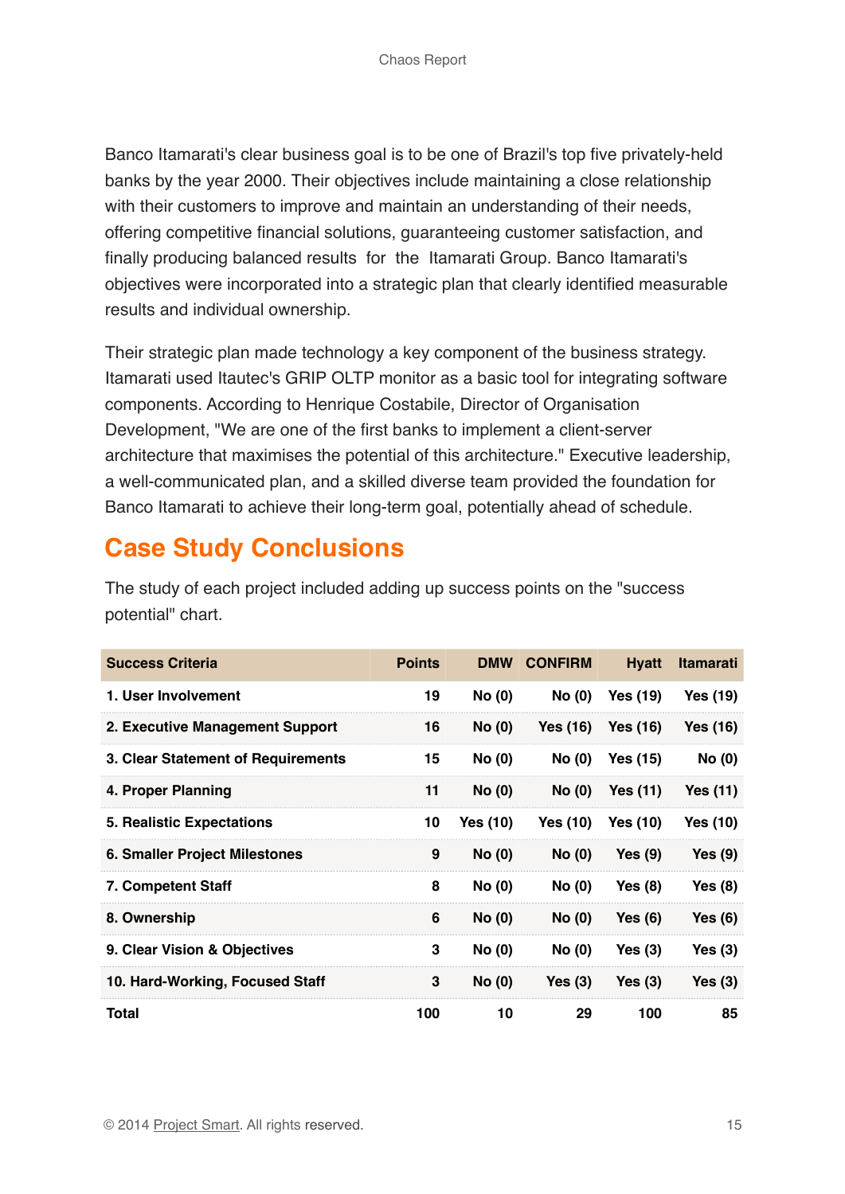Banco Itamarati's clear business goal is to be one of Brazil's top five privately-held banks by the year 2000. Their objectives include maintaining a close relationship with their customers to improve and maintain an understanding of their needs, offering competitive financial solutions, guaranteeing customer satisfaction, and finally producing balanced results for the Itamarati Group. Banco Itamarati's objectives were incorporated into a strategic plan that clearly identified measurable results and individual ownership.

Their strategic plan made technology a key component of the business strategy. Itamarati used Itautec's GRIP OLTP monitor as a basic tool for integrating software components. According to Henrique Costabile, Director of Organisation Development, "We are one of the first banks to implement a client-server architecture that maximises the potential of this architecture." Executive leadership, a well-communicated plan, and a skilled diverse team provided the foundation for Banco Itamarati to achieve their long-term goal, potentially ahead of schedule.

## Case Study Conclusions

The study of each project included adding up success points on the "success potential" chart.

| Success Criteria | Points | DMW | CONFIRM | Hyatt | Itamarati |
|---|---|---|---|---|---|
| 1. User Involvement | 19 | No (0) | No (0) | Yes (19) | Yes (19) |
| 2. Executive Management Support | 16 | No (0) | Yes (16) | Yes (16) | Yes (16) |
| 3. Clear Statement of Requirements | 15 | No (0) | No (0) | Yes (15) | No (0) |
| 4. Proper Planning | 11 | No (0) | No (0) | Yes (11) | Yes (11) |
| 5. Realistic Expectations | 10 | Yes (10) | Yes (10) | Yes (10) | Yes (10) |
| 6. Smaller Project Milestones | 9 | No (0) | No (0) | Yes (9) | Yes (9) |
| 7. Competent Staff | 8 | No (0) | No (0) | Yes (8) | Yes (8) |
| 8. Ownership | 6 | No (0) | No (0) | Yes (6) | Yes (6) |
| 9. Clear Vision & Objectives | 3 | No (0) | No (0) | Yes (3) | Yes (3) |
| 10. Hard-Working, Focused Staff | 3 | No (0) | Yes (3) | Yes (3) | Yes (3) |
| Total | 100 | 10 | 29 | 100 | 85 |

© 2014 Project Smart. All rights reserved.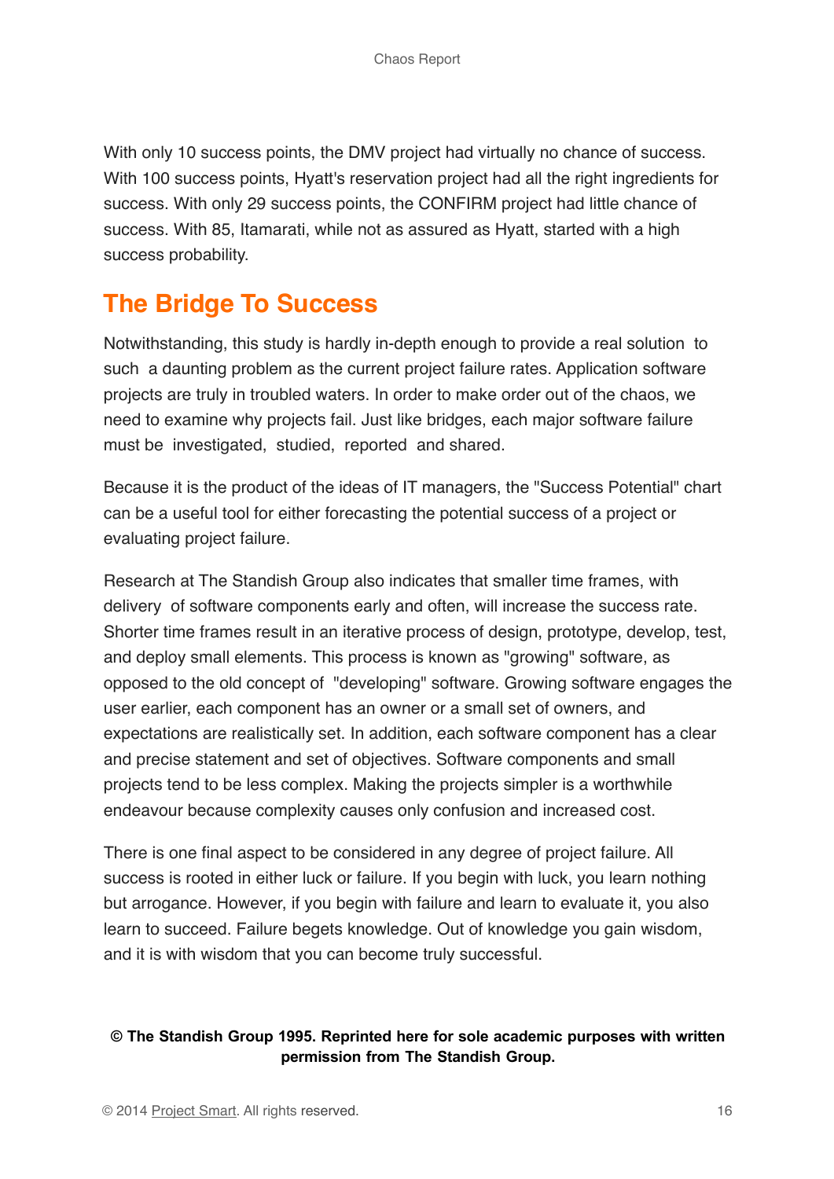With only 10 success points, the DMV project had virtually no chance of success. With 100 success points, Hyatt's reservation project had all the right ingredients for success. With only 29 success points, the CONFIRM project had little chance of success. With 85, Itamarati, while not as assured as Hyatt, started with a high success probability.

## The Bridge To Success

Notwithstanding, this study is hardly in-depth enough to provide a real solution to such a daunting problem as the current project failure rates. Application software projects are truly in troubled waters. In order to make order out of the chaos, we need to examine why projects fail. Just like bridges, each major software failure must be investigated, studied, reported and shared.

Because it is the product of the ideas of IT managers, the "Success Potential" chart can be a useful tool for either forecasting the potential success of a project or evaluating project failure.

Research at The Standish Group also indicates that smaller time frames, with delivery of software components early and often, will increase the success rate. Shorter time frames result in an iterative process of design, prototype, develop, test, and deploy small elements. This process is known as "growing" software, as opposed to the old concept of "developing" software. Growing software engages the user earlier, each component has an owner or a small set of owners, and expectations are realistically set. In addition, each software component has a clear and precise statement and set of objectives. Software components and small projects tend to be less complex. Making the projects simpler is a worthwhile endeavour because complexity causes only confusion and increased cost.

There is one final aspect to be considered in any degree of project failure. All success is rooted in either luck or failure. If you begin with luck, you learn nothing but arrogance. However, if you begin with failure and learn to evaluate it, you also learn to succeed. Failure begets knowledge. Out of knowledge you gain wisdom, and it is with wisdom that you can become truly successful.

**© The Standish Group 1995. Reprinted here for sole academic purposes with written permission from The Standish Group.**

© 2014 Project Smart. All rights reserved.